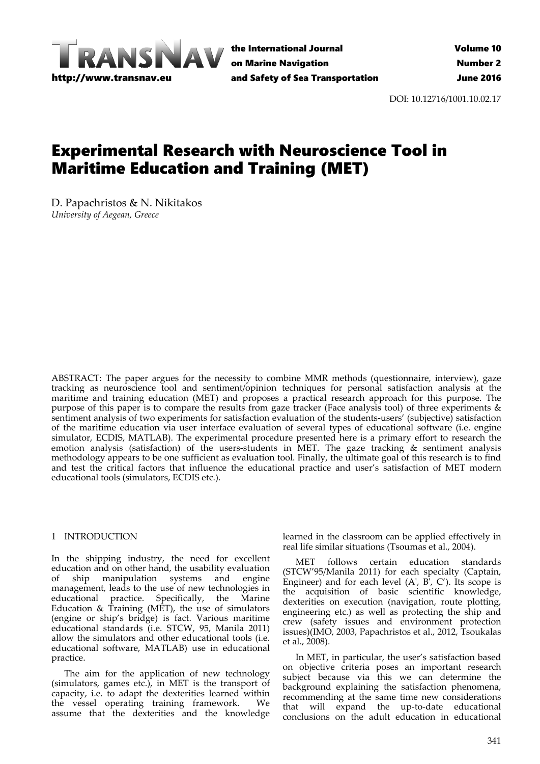DOI: 10.12716/1001.10.02.17

# Experimental Research with Neuroscience Tool in Maritime Education and Training (MET)

D. Papachristos & N. Nikitakos
*University of Aegean, Greece*

ABSTRACT: The paper argues for the necessity to combine MMR methods (questionnaire, interview), gaze tracking as neuroscience tool and sentiment/opinion techniques for personal satisfaction analysis at the maritime and training education (MET) and proposes a practical research approach for this purpose. The purpose of this paper is to compare the results from gaze tracker (Face analysis tool) of three experiments & sentiment analysis of two experiments for satisfaction evaluation of the students-users' (subjective) satisfaction of the maritime education via user interface evaluation of several types of educational software (i.e. engine simulator, ECDIS, MATLAB). The experimental procedure presented here is a primary effort to research the emotion analysis (satisfaction) of the users-students in MET. The gaze tracking & sentiment analysis methodology appears to be one sufficient as evaluation tool. Finally, the ultimate goal of this research is to find and test the critical factors that influence the educational practice and user's satisfaction of MET modern educational tools (simulators, ECDIS etc.).

## 1 INTRODUCTION

In the shipping industry, the need for excellent education and on other hand, the usability evaluation of ship manipulation systems and engine management, leads to the use of new technologies in educational practice. Specifically, the Marine Education & Training (MET), the use of simulators (engine or ship's bridge) is fact. Various maritime educational standards (i.e. STCW, 95, Manila 2011) allow the simulators and other educational tools (i.e. educational software, MATLAB) use in educational practice.

The aim for the application of new technology (simulators, games etc.), in MET is the transport of capacity, i.e. to adapt the dexterities learned within the vessel operating training framework. We assume that the dexterities and the knowledge learned in the classroom can be applied effectively in real life similar situations (Tsoumas et al., 2004).

MET follows certain education standards (STCW'95/Manila 2011) for each specialty (Captain, Engineer) and for each level (A', B', C'). Its scope is the acquisition of basic scientific knowledge, dexterities on execution (navigation, route plotting, engineering etc.) as well as protecting the ship and crew (safety issues and environment protection issues)(IMO, 2003, Papachristos et al., 2012, Tsoukalas et al., 2008).

In MET, in particular, the user's satisfaction based on objective criteria poses an important research subject because via this we can determine the background explaining the satisfaction phenomena, recommending at the same time new considerations that will expand the up-to-date educational conclusions on the adult education in educational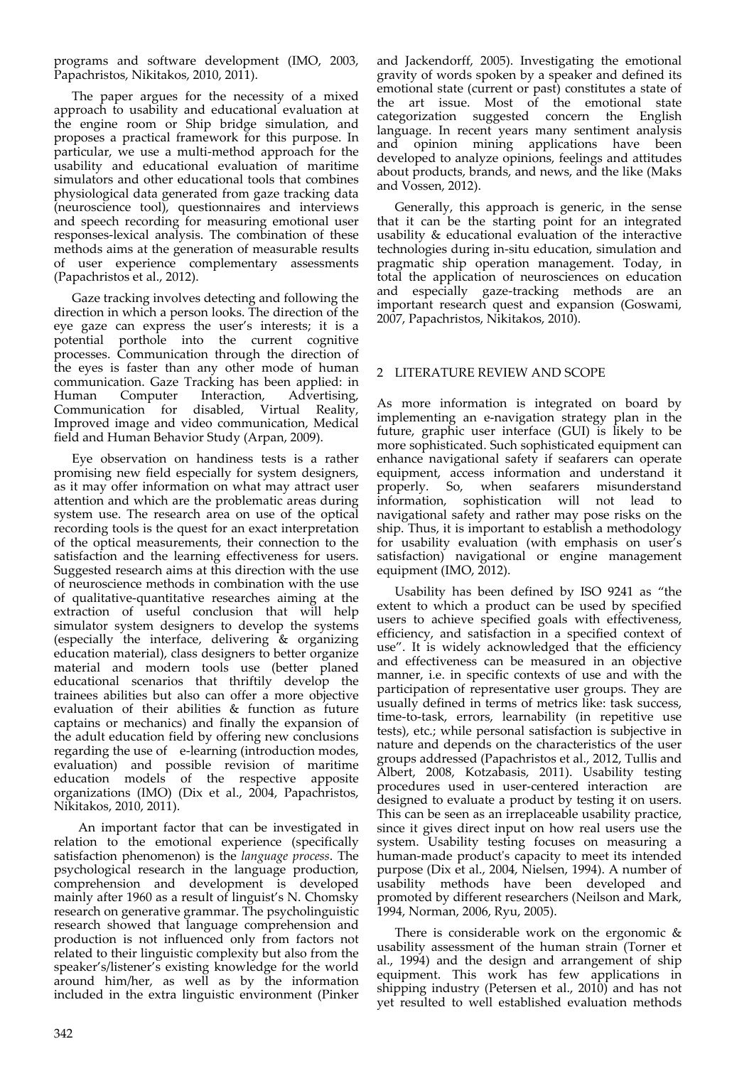programs and software development (IMO, 2003, Papachristos, Nikitakos, 2010, 2011).

The paper argues for the necessity of a mixed approach to usability and educational evaluation at the engine room or Ship bridge simulation, and proposes a practical framework for this purpose. In particular, we use a multi-method approach for the usability and educational evaluation of maritime simulators and other educational tools that combines physiological data generated from gaze tracking data (neuroscience tool), questionnaires and interviews and speech recording for measuring emotional user responses-lexical analysis. The combination of these methods aims at the generation of measurable results of user experience complementary assessments (Papachristos et al., 2012).

Gaze tracking involves detecting and following the direction in which a person looks. The direction of the eye gaze can express the user's interests; it is a potential porthole into the current cognitive processes. Communication through the direction of the eyes is faster than any other mode of human communication. Gaze Tracking has been applied: in Human Computer Interaction, Advertising, Communication for disabled, Virtual Reality, Improved image and video communication, Medical field and Human Behavior Study (Arpan, 2009).

Eye observation on handiness tests is a rather promising new field especially for system designers, as it may offer information on what may attract user attention and which are the problematic areas during system use. The research area on use of the optical recording tools is the quest for an exact interpretation of the optical measurements, their connection to the satisfaction and the learning effectiveness for users. Suggested research aims at this direction with the use of neuroscience methods in combination with the use of qualitative-quantitative researches aiming at the extraction of useful conclusion that will help simulator system designers to develop the systems (especially the interface, delivering & organizing education material), class designers to better organize material and modern tools use (better planed educational scenarios that thriftily develop the trainees abilities but also can offer a more objective evaluation of their abilities & function as future captains or mechanics) and finally the expansion of the adult education field by offering new conclusions regarding the use of e-learning (introduction modes, evaluation) and possible revision of maritime education models of the respective apposite organizations (IMO) (Dix et al., 2004, Papachristos, Nikitakos, 2010, 2011).

An important factor that can be investigated in relation to the emotional experience (specifically satisfaction phenomenon) is the *language process*. The psychological research in the language production, comprehension and development is developed mainly after 1960 as a result of linguist's N. Chomsky research on generative grammar. The psycholinguistic research showed that language comprehension and production is not influenced only from factors not related to their linguistic complexity but also from the speaker's/listener's existing knowledge for the world around him/her, as well as by the information included in the extra linguistic environment (Pinker and Jackendorff, 2005). Investigating the emotional gravity of words spoken by a speaker and defined its emotional state (current or past) constitutes a state of the art issue. Most of the emotional state categorization suggested concern the English language. In recent years many sentiment analysis and opinion mining applications have been developed to analyze opinions, feelings and attitudes about products, brands, and news, and the like (Maks and Vossen, 2012).

Generally, this approach is generic, in the sense that it can be the starting point for an integrated usability & educational evaluation of the interactive technologies during in-situ education, simulation and pragmatic ship operation management. Today, in total the application of neurosciences on education and especially gaze-tracking methods are an important research quest and expansion (Goswami, 2007, Papachristos, Nikitakos, 2010).

## 2 LITERATURE REVIEW AND SCOPE

As more information is integrated on board by implementing an e-navigation strategy plan in the future, graphic user interface (GUI) is likely to be more sophisticated. Such sophisticated equipment can enhance navigational safety if seafarers can operate equipment, access information and understand it properly. So, when seafarers misunderstand information, sophistication will not lead to navigational safety and rather may pose risks on the ship. Thus, it is important to establish a methodology for usability evaluation (with emphasis on user's satisfaction) navigational or engine management equipment (IMO, 2012).

Usability has been defined by ISO 9241 as "the extent to which a product can be used by specified users to achieve specified goals with effectiveness, efficiency, and satisfaction in a specified context of use". It is widely acknowledged that the efficiency and effectiveness can be measured in an objective manner, i.e. in specific contexts of use and with the participation of representative user groups. They are usually defined in terms of metrics like: task success, time-to-task, errors, learnability (in repetitive use tests), etc.; while personal satisfaction is subjective in nature and depends on the characteristics of the user groups addressed (Papachristos et al., 2012, Tullis and Albert, 2008, Kotzabasis, 2011). Usability testing procedures used in user-centered interaction are designed to evaluate a product by testing it on users. This can be seen as an irreplaceable usability practice, since it gives direct input on how real users use the system. Usability testing focuses on measuring a human-made product's capacity to meet its intended purpose (Dix et al., 2004, Nielsen, 1994). A number of usability methods have been developed and promoted by different researchers (Neilson and Mark, 1994, Norman, 2006, Ryu, 2005).

There is considerable work on the ergonomic & usability assessment of the human strain (Torner et al., 1994) and the design and arrangement of ship equipment. This work has few applications in shipping industry (Petersen et al., 2010) and has not yet resulted to well established evaluation methods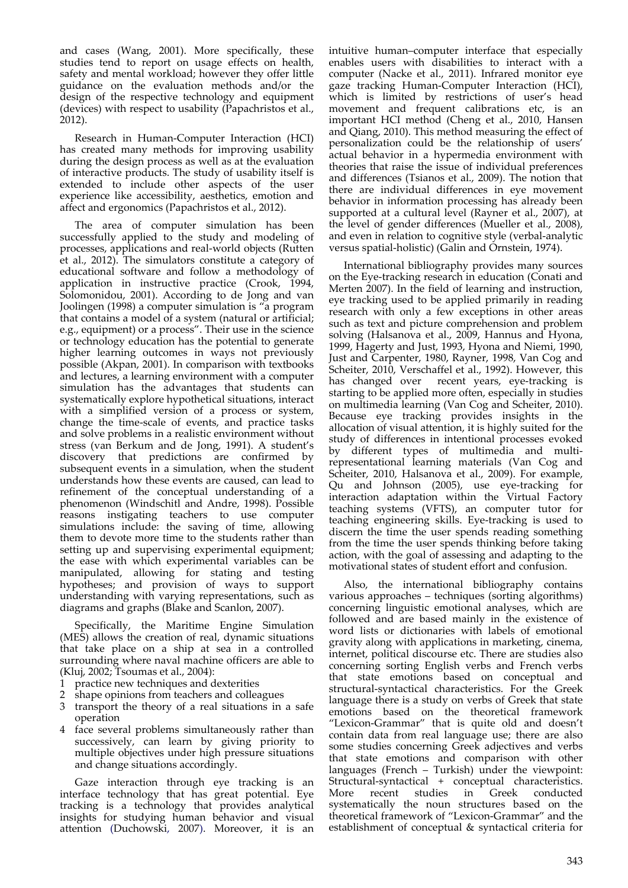and cases (Wang, 2001). More specifically, these studies tend to report on usage effects on health, safety and mental workload; however they offer little guidance on the evaluation methods and/or the design of the respective technology and equipment (devices) with respect to usability (Papachristos et al., 2012).

Research in Human-Computer Interaction (HCI) has created many methods for improving usability during the design process as well as at the evaluation of interactive products. The study of usability itself is extended to include other aspects of the user experience like accessibility, aesthetics, emotion and affect and ergonomics (Papachristos et al., 2012).

The area of computer simulation has been successfully applied to the study and modeling of processes, applications and real-world objects (Rutten et al., 2012). The simulators constitute a category of educational software and follow a methodology of application in instructive practice (Crook, 1994, Solomonidou, 2001). According to de Jong and van Joolingen (1998) a computer simulation is "a program that contains a model of a system (natural or artificial; e.g., equipment) or a process". Their use in the science or technology education has the potential to generate higher learning outcomes in ways not previously possible (Akpan, 2001). In comparison with textbooks and lectures, a learning environment with a computer simulation has the advantages that students can systematically explore hypothetical situations, interact with a simplified version of a process or system, change the time-scale of events, and practice tasks and solve problems in a realistic environment without stress (van Berkum and de Jong, 1991). A student's discovery that predictions are confirmed by subsequent events in a simulation, when the student understands how these events are caused, can lead to refinement of the conceptual understanding of a phenomenon (Windschitl and Andre, 1998). Possible reasons instigating teachers to use computer simulations include: the saving of time, allowing them to devote more time to the students rather than setting up and supervising experimental equipment; the ease with which experimental variables can be manipulated, allowing for stating and testing hypotheses; and provision of ways to support understanding with varying representations, such as diagrams and graphs (Blake and Scanlon, 2007).

Specifically, the Maritime Engine Simulation (MES) allows the creation of real, dynamic situations that take place on a ship at sea in a controlled surrounding where naval machine officers are able to (Kluj, 2002; Tsoumas et al., 2004):

1. practice new techniques and dexterities
2. shape opinions from teachers and colleagues
3. transport the theory of a real situations in a safe operation
4. face several problems simultaneously rather than successively, can learn by giving priority to multiple objectives under high pressure situations and change situations accordingly.

Gaze interaction through eye tracking is an interface technology that has great potential. Eye tracking is a technology that provides analytical insights for studying human behavior and visual attention (Duchowski, 2007). Moreover, it is an intuitive human–computer interface that especially enables users with disabilities to interact with a computer (Nacke et al., 2011). Infrared monitor eye gaze tracking Human-Computer Interaction (HCI), which is limited by restrictions of user's head movement and frequent calibrations etc, is an important HCI method (Cheng et al., 2010, Hansen and Qiang, 2010). This method measuring the effect of personalization could be the relationship of users' actual behavior in a hypermedia environment with theories that raise the issue of individual preferences and differences (Tsianos et al., 2009). The notion that there are individual differences in eye movement behavior in information processing has already been supported at a cultural level (Rayner et al., 2007), at the level of gender differences (Mueller et al., 2008), and even in relation to cognitive style (verbal-analytic versus spatial-holistic) (Galin and Ornstein, 1974).

International bibliography provides many sources on the Eye-tracking research in education (Conati and Merten 2007). In the field of learning and instruction, eye tracking used to be applied primarily in reading research with only a few exceptions in other areas such as text and picture comprehension and problem solving (Halsanova et al., 2009, Hannus and Hyona, 1999, Hagerty and Just, 1993, Hyona and Niemi, 1990, Just and Carpenter, 1980, Rayner, 1998, Van Cog and Scheiter, 2010, Verschaffel et al., 1992). However, this has changed over recent years, eye-tracking is starting to be applied more often, especially in studies on multimedia learning (Van Cog and Scheiter, 2010). Because eye tracking provides insights in the allocation of visual attention, it is highly suited for the study of differences in intentional processes evoked by different types of multimedia and multi-representational learning materials (Van Cog and Scheiter, 2010, Halsanova et al., 2009). For example, Qu and Johnson (2005), use eye-tracking for interaction adaptation within the Virtual Factory teaching systems (VFTS), an computer tutor for teaching engineering skills. Eye-tracking is used to discern the time the user spends reading something from the time the user spends thinking before taking action, with the goal of assessing and adapting to the motivational states of student effort and confusion.

Also, the international bibliography contains various approaches – techniques (sorting algorithms) concerning linguistic emotional analyses, which are followed and are based mainly in the existence of word lists or dictionaries with labels of emotional gravity along with applications in marketing, cinema, internet, political discourse etc. There are studies also concerning sorting English verbs and French verbs that state emotions based on conceptual and structural-syntactical characteristics. For the Greek language there is a study on verbs of Greek that state emotions based on the theoretical framework "Lexicon-Grammar" that is quite old and doesn't contain data from real language use; there are also some studies concerning Greek adjectives and verbs that state emotions and comparison with other languages (French – Turkish) under the viewpoint: Structural-syntactical + conceptual characteristics. More recent studies in Greek conducted systematically the noun structures based on the theoretical framework of "Lexicon-Grammar" and the establishment of conceptual & syntactical criteria for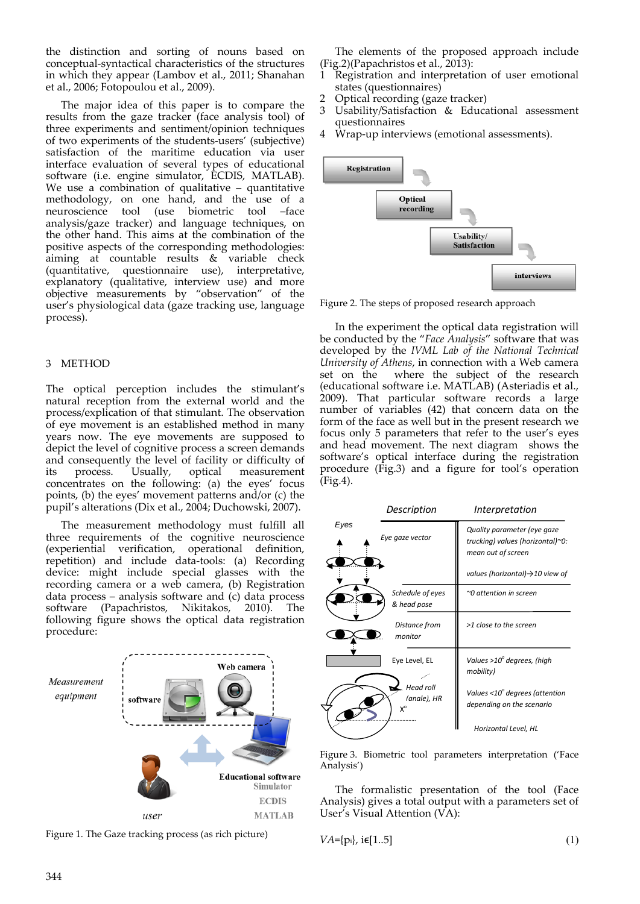the distinction and sorting of nouns based on conceptual-syntactical characteristics of the structures in which they appear (Lambov et al., 2011; Shanahan et al., 2006; Fotopoulou et al., 2009).

The major idea of this paper is to compare the results from the gaze tracker (face analysis tool) of three experiments and sentiment/opinion techniques of two experiments of the students-users' (subjective) satisfaction of the maritime education via user interface evaluation of several types of educational software (i.e. engine simulator, ECDIS, MATLAB). We use a combination of qualitative – quantitative methodology, on one hand, and the use of a neuroscience tool (use biometric tool –face analysis/gaze tracker) and language techniques, on the other hand. This aims at the combination of the positive aspects of the corresponding methodologies: aiming at countable results & variable check (quantitative, questionnaire use), interpretative, explanatory (qualitative, interview use) and more objective measurements by "observation" of the user's physiological data (gaze tracking use, language process).

## 3 METHOD

The optical perception includes the stimulant's natural reception from the external world and the process/explication of that stimulant. The observation of eye movement is an established method in many years now. The eye movements are supposed to depict the level of cognitive process a screen demands and consequently the level of facility or difficulty of its process. Usually, optical measurement concentrates on the following: (a) the eyes' focus points, (b) the eyes' movement patterns and/or (c) the pupil's alterations (Dix et al., 2004; Duchowski, 2007).

The measurement methodology must fulfill all three requirements of the cognitive neuroscience (experiential verification, operational definition, repetition) and include data-tools: (a) Recording device: might include special glasses with the recording camera or a web camera, (b) Registration data process – analysis software and (c) data process software (Papachristos, Nikitakos, 2010). The following figure shows the optical data registration procedure:

Measurement equipment | software | Web camera | Educational software: Simulator, ECDIS, MATLAB | user

Figure 1. The Gaze tracking process (as rich picture)

The elements of the proposed approach include (Fig.2)(Papachristos et al., 2013):

1. Registration and interpretation of user emotional states (questionnaires)
2. Optical recording (gaze tracker)
3. Usability/Satisfaction & Educational assessment questionnaires
4. Wrap-up interviews (emotional assessments).

Registration → Optical recording → Usability/ Satisfaction → interviews

Figure 2. The steps of proposed research approach

In the experiment the optical data registration will be conducted by the "*Face Analysis*" software that was developed by the *IVML Lab of the National Technical University of Athens*, in connection with a Web camera set on the where the subject of the research (educational software i.e. MATLAB) (Asteriadis et al., 2009). That particular software records a large number of variables (42) that concern data on the form of the face as well but in the present research we focus only 5 parameters that refer to the user's eyes and head movement. The next diagram shows the software's optical interface during the registration procedure (Fig.3) and a figure for tool's operation (Fig.4).

| Description | Interpretation |
|---|---|
| Eyes – Eye gaze vector | Quality parameter (eye gaze trucking) values (horizontal)~0: mean out of screen; values (horizontal)→10 view of |
| Schedule of eyes & head pose | ~0 attention in screen |
| Distance from monitor | >1 close to the screen |
| Eye Level, EL | Values >10° degrees, (high mobility) |
| Head roll (anale), HR, X° | Values <10° degrees (attention depending on the scenario |
| | Horizontal Level, HL |

Figure 3. Biometric tool parameters interpretation ('Face Analysis')

The formalistic presentation of the tool (Face Analysis) gives a total output with a parameters set of User's Visual Attention (VA):

$$VA=\{p_i\},\ i\epsilon[1..5] \tag{1}$$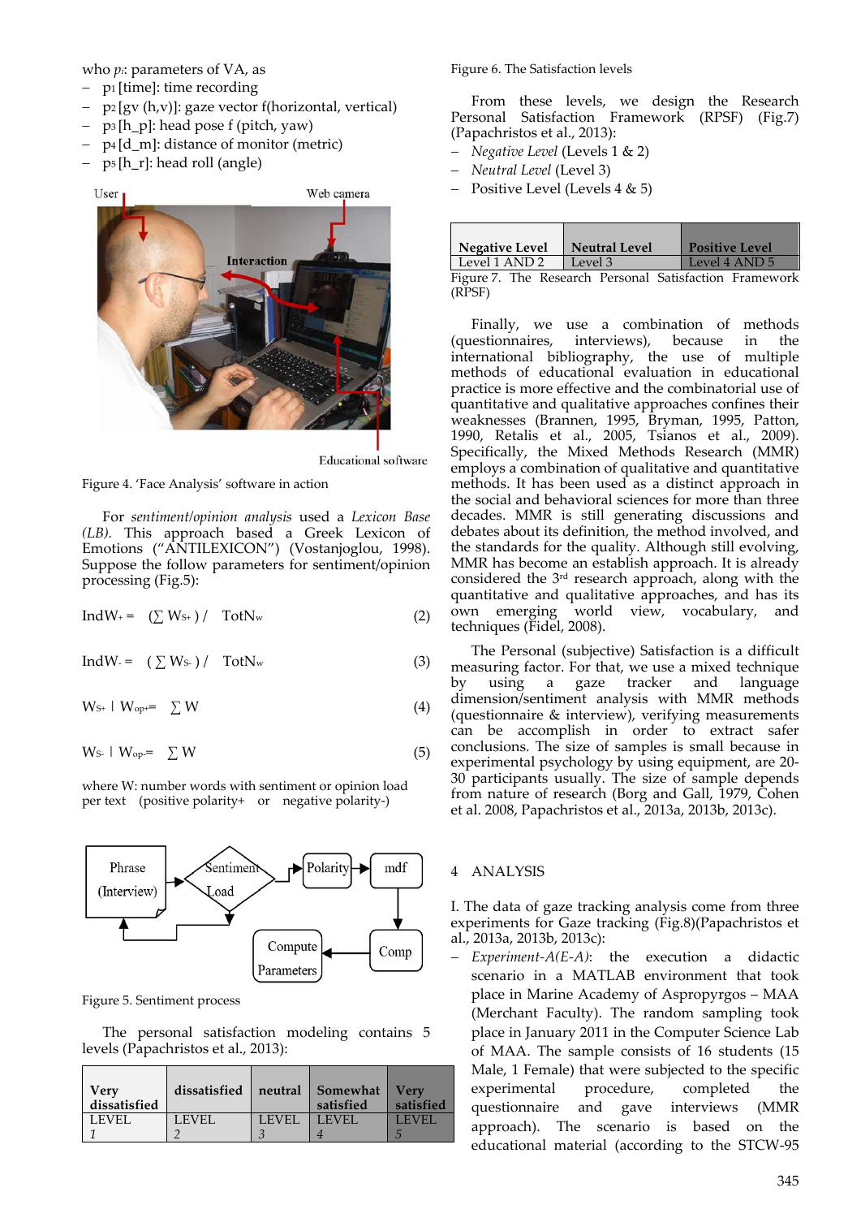who $p_i$: parameters of VA, as

- $p_1$ [time]: time recording
- $p_2$ [gv (h,v)]: gaze vector f(horizontal, vertical)
- $p_3$ [h_p]: head pose f (pitch, yaw)
- $p_4$ [d_m]: distance of monitor (metric)
- $p_5$ [h_r]: head roll (angle)

Figure 4. 'Face Analysis' software in action

For *sentiment/opinion analysis* used a *Lexicon Base (LB)*. This approach based a Greek Lexicon of Emotions ("ANTILEXICON") (Vostanjoglou, 1998). Suppose the follow parameters for sentiment/opinion processing (Fig.5):

$$IndW_{+} = (\sum W_{S+}) / \ TotN_w \tag{2}$$

$$IndW_{-} = (\sum W_{S-}) / \ TotN_w \tag{3}$$

$$W_{S+} \mid W_{op+} = \sum W \tag{4}$$

$$W_{S-} \mid W_{op-} = \sum W \tag{5}$$

where W: number words with sentiment or opinion load per text (positive polarity+ or negative polarity-)

Figure 5. Sentiment process

The personal satisfaction modeling contains 5 levels (Papachristos et al., 2013):

| Very dissatisfied | dissatisfied | neutral | Somewhat satisfied | Very satisfied |
|---|---|---|---|---|
| LEVEL *1* | LEVEL *2* | LEVEL *3* | LEVEL *4* | LEVEL *5* |

Figure 6. The Satisfaction levels

From these levels, we design the Research Personal Satisfaction Framework (RPSF) (Fig.7) (Papachristos et al., 2013):

- *Negative Level* (Levels 1 & 2)
- *Neutral Level* (Level 3)
- Positive Level (Levels 4 & 5)

| Negative Level | Neutral Level | Positive Level |
|---|---|---|
| Level 1 AND 2 | Level 3 | Level 4 AND 5 |

Figure 7. The Research Personal Satisfaction Framework (RPSF)

Finally, we use a combination of methods (questionnaires, interviews), because in the international bibliography, the use of multiple methods of educational evaluation in educational practice is more effective and the combinatorial use of quantitative and qualitative approaches confines their weaknesses (Brannen, 1995, Bryman, 1995, Patton, 1990, Retalis et al., 2005, Tsianos et al., 2009). Specifically, the Mixed Methods Research (MMR) employs a combination of qualitative and quantitative methods. It has been used as a distinct approach in the social and behavioral sciences for more than three decades. MMR is still generating discussions and debates about its definition, the method involved, and the standards for the quality. Although still evolving, MMR has become an establish approach. It is already considered the 3rd research approach, along with the quantitative and qualitative approaches, and has its own emerging world view, vocabulary, and techniques (Fidel, 2008).

The Personal (subjective) Satisfaction is a difficult measuring factor. For that, we use a mixed technique by using a gaze tracker and language dimension/sentiment analysis with MMR methods (questionnaire & interview), verifying measurements can be accomplish in order to extract safer conclusions. The size of samples is small because in experimental psychology by using equipment, are 20-30 participants usually. The size of sample depends from nature of research (Borg and Gall, 1979, Cohen et al. 2008, Papachristos et al., 2013a, 2013b, 2013c).

## 4 ANALYSIS

I. The data of gaze tracking analysis come from three experiments for Gaze tracking (Fig.8)(Papachristos et al., 2013a, 2013b, 2013c):

- *Experiment-A(E-A)*: the execution a didactic scenario in a MATLAB environment that took place in Marine Academy of Aspropyrgos – MAA (Merchant Faculty). The random sampling took place in January 2011 in the Computer Science Lab of MAA. The sample consists of 16 students (15 Male, 1 Female) that were subjected to the specific experimental procedure, completed the questionnaire and gave interviews (MMR approach). The scenario is based on the educational material (according to the STCW-95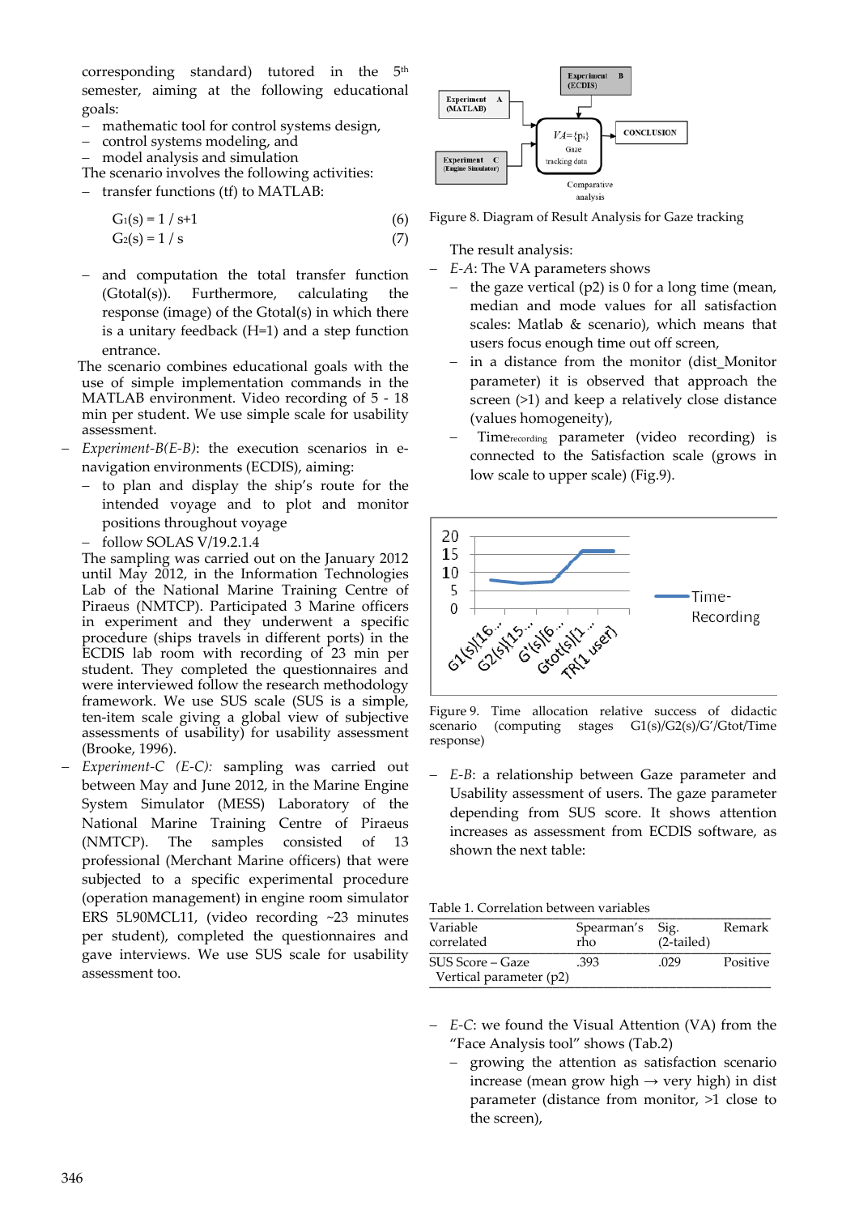corresponding standard) tutored in the 5th semester, aiming at the following educational goals:

- mathematic tool for control systems design,
- control systems modeling, and
- model analysis and simulation

The scenario involves the following activities:

- transfer functions (tf) to MATLAB:

$$G_1(s) = 1 / s+1 \quad (6)$$

$$G_2(s) = 1 / s \quad (7)$$

- and computation the total transfer function (Gtotal(s)). Furthermore, calculating the response (image) of the Gtotal(s) in which there is a unitary feedback (H=1) and a step function entrance.

The scenario combines educational goals with the use of simple implementation commands in the MATLAB environment. Video recording of 5 - 18 min per student. We use simple scale for usability assessment.

- *Experiment-B(E-B)*: the execution scenarios in e-navigation environments (ECDIS), aiming:
  - to plan and display the ship's route for the intended voyage and to plot and monitor positions throughout voyage
  - follow SOLAS V/19.2.1.4

  The sampling was carried out on the January 2012 until May 2012, in the Information Technologies Lab of the National Marine Training Centre of Piraeus (NMTCP). Participated 3 Marine officers in experiment and they underwent a specific procedure (ships travels in different ports) in the ECDIS lab room with recording of 23 min per student. They completed the questionnaires and were interviewed follow the research methodology framework. We use SUS scale (SUS is a simple, ten-item scale giving a global view of subjective assessments of usability) for usability assessment (Brooke, 1996).
- *Experiment-C (E-C):* sampling was carried out between May and June 2012, in the Marine Engine System Simulator (MESS) Laboratory of the National Marine Training Centre of Piraeus (NMTCP). The samples consisted of 13 professional (Merchant Marine officers) that were subjected to a specific experimental procedure (operation management) in engine room simulator ERS 5L90MCL11, (video recording ~23 minutes per student), completed the questionnaires and gave interviews. We use SUS scale for usability assessment too.

Figure 8. Diagram of Result Analysis for Gaze tracking

The result analysis:

- *E-A*: The VA parameters shows
  - the gaze vertical (p2) is 0 for a long time (mean, median and mode values for all satisfaction scales: Matlab & scenario), which means that users focus enough time out off screen,
  - in a distance from the monitor (dist_Monitor parameter) it is observed that approach the screen (>1) and keep a relatively close distance (values homogeneity),
  - $Time_{recording}$ parameter (video recording) is connected to the Satisfaction scale (grows in low scale to upper scale) (Fig.9).

Figure 9. Time allocation relative success of didactic scenario (computing stages G1(s)/G2(s)/G'/Gtot/Time response)

- *E-B*: a relationship between Gaze parameter and Usability assessment of users. The gaze parameter depending from SUS score. It shows attention increases as assessment from ECDIS software, as shown the next table:

Table 1. Correlation between variables

| Variable correlated | Spearman's rho | Sig. (2-tailed) | Remark |
|---|---|---|---|
| SUS Score – Gaze Vertical parameter (p2) | .393 | .029 | Positive |

- *E-C*: we found the Visual Attention (VA) from the "Face Analysis tool" shows (Tab.2)
  - growing the attention as satisfaction scenario increase (mean grow high → very high) in dist parameter (distance from monitor, >1 close to the screen),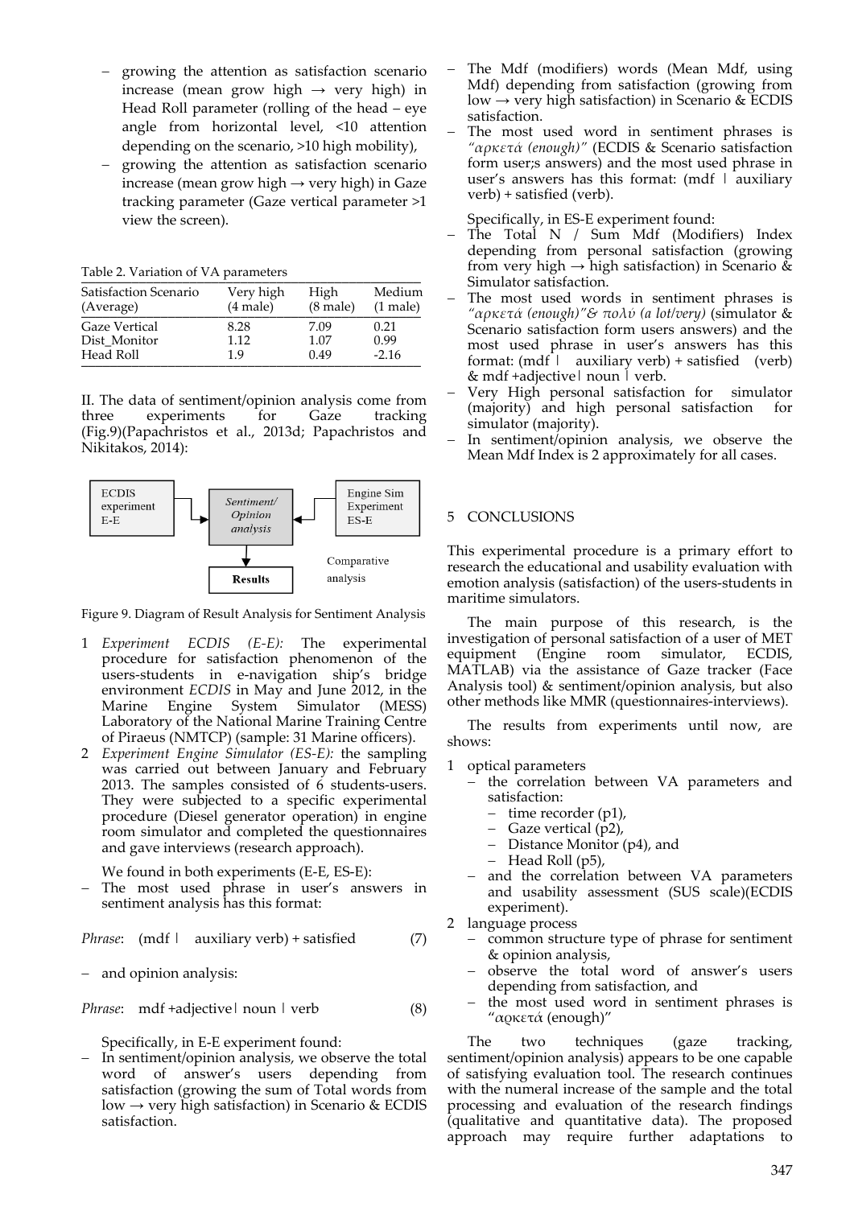- growing the attention as satisfaction scenario increase (mean grow high → very high) in Head Roll parameter (rolling of the head – eye angle from horizontal level, <10 attention depending on the scenario, >10 high mobility),
- growing the attention as satisfaction scenario increase (mean grow high → very high) in Gaze tracking parameter (Gaze vertical parameter >1 view the screen).

Table 2. Variation of VA parameters

| Satisfaction Scenario (Average) | Very high (4 male) | High (8 male) | Medium (1 male) |
|---|---|---|---|
| Gaze Vertical | 8.28 | 7.09 | 0.21 |
| Dist_Monitor | 1.12 | 1.07 | 0.99 |
| Head Roll | 1.9 | 0.49 | -2.16 |

II. The data of sentiment/opinion analysis come from three experiments for Gaze tracking (Fig.9)(Papachristos et al., 2013d; Papachristos and Nikitakos, 2014):

ECDIS experiment E-E → *Sentiment/ Opinion analysis* ← Engine Sim Experiment ES-E

↓

Results — Comparative analysis

Figure 9. Diagram of Result Analysis for Sentiment Analysis

1. *Experiment ECDIS (E-E):* The experimental procedure for satisfaction phenomenon of the users-students in e-navigation ship's bridge environment *ECDIS* in May and June 2012, in the Marine Engine System Simulator (MESS) Laboratory of the National Marine Training Centre of Piraeus (NMTCP) (sample: 31 Marine officers).
2. *Experiment Engine Simulator (ES-E):* the sampling was carried out between January and February 2013. The samples consisted of 6 students-users. They were subjected to a specific experimental procedure (Diesel generator operation) in engine room simulator and completed the questionnaires and gave interviews (research approach).

We found in both experiments (E-E, ES-E):

- The most used phrase in user's answers in sentiment analysis has this format:

*Phrase*: (mdf | auxiliary verb) + satisfied (7)

- and opinion analysis:

*Phrase*: mdf +adjective| noun | verb (8)

Specifically, in E-E experiment found:

- In sentiment/opinion analysis, we observe the total word of answer's users depending from satisfaction (growing the sum of Total words from low → very high satisfaction) in Scenario & ECDIS satisfaction.
- The Mdf (modifiers) words (Mean Mdf, using Mdf) depending from satisfaction (growing from low → very high satisfaction) in Scenario & ECDIS satisfaction.
- The most used word in sentiment phrases is *"αρκετά (enough)"* (ECDIS & Scenario satisfaction form user;s answers) and the most used phrase in user's answers has this format: (mdf | auxiliary verb) + satisfied (verb).

Specifically, in ES-E experiment found:

- The Total N / Sum Mdf (Modifiers) Index depending from personal satisfaction (growing from very high → high satisfaction) in Scenario & Simulator satisfaction.
- The most used words in sentiment phrases is *"αρκετά (enough)"& πολύ (a lot/very)* (simulator & Scenario satisfaction form users answers) and the most used phrase in user's answers has this format: (mdf | auxiliary verb) + satisfied (verb) & mdf +adjective| noun | verb.
- Very High personal satisfaction for simulator (majority) and high personal satisfaction for simulator (majority).
- In sentiment/opinion analysis, we observe the Mean Mdf Index is 2 approximately for all cases.

## 5 CONCLUSIONS

This experimental procedure is a primary effort to research the educational and usability evaluation with emotion analysis (satisfaction) of the users-students in maritime simulators.

The main purpose of this research, is the investigation of personal satisfaction of a user of MET equipment (Engine room simulator, ECDIS, MATLAB) via the assistance of Gaze tracker (Face Analysis tool) & sentiment/opinion analysis, but also other methods like MMR (questionnaires-interviews).

The results from experiments until now, are shows:

1. optical parameters
   - the correlation between VA parameters and satisfaction:
     - time recorder (p1),
     - Gaze vertical (p2),
     - Distance Monitor (p4), and
     - Head Roll (p5),
   - and the correlation between VA parameters and usability assessment (SUS scale)(ECDIS experiment).
2. language process
   - common structure type of phrase for sentiment & opinion analysis,
   - observe the total word of answer's users depending from satisfaction, and
   - the most used word in sentiment phrases is "αρκετά (enough)"

The two techniques (gaze tracking, sentiment/opinion analysis) appears to be one capable of satisfying evaluation tool. The research continues with the numeral increase of the sample and the total processing and evaluation of the research findings (qualitative and quantitative data). The proposed approach may require further adaptations to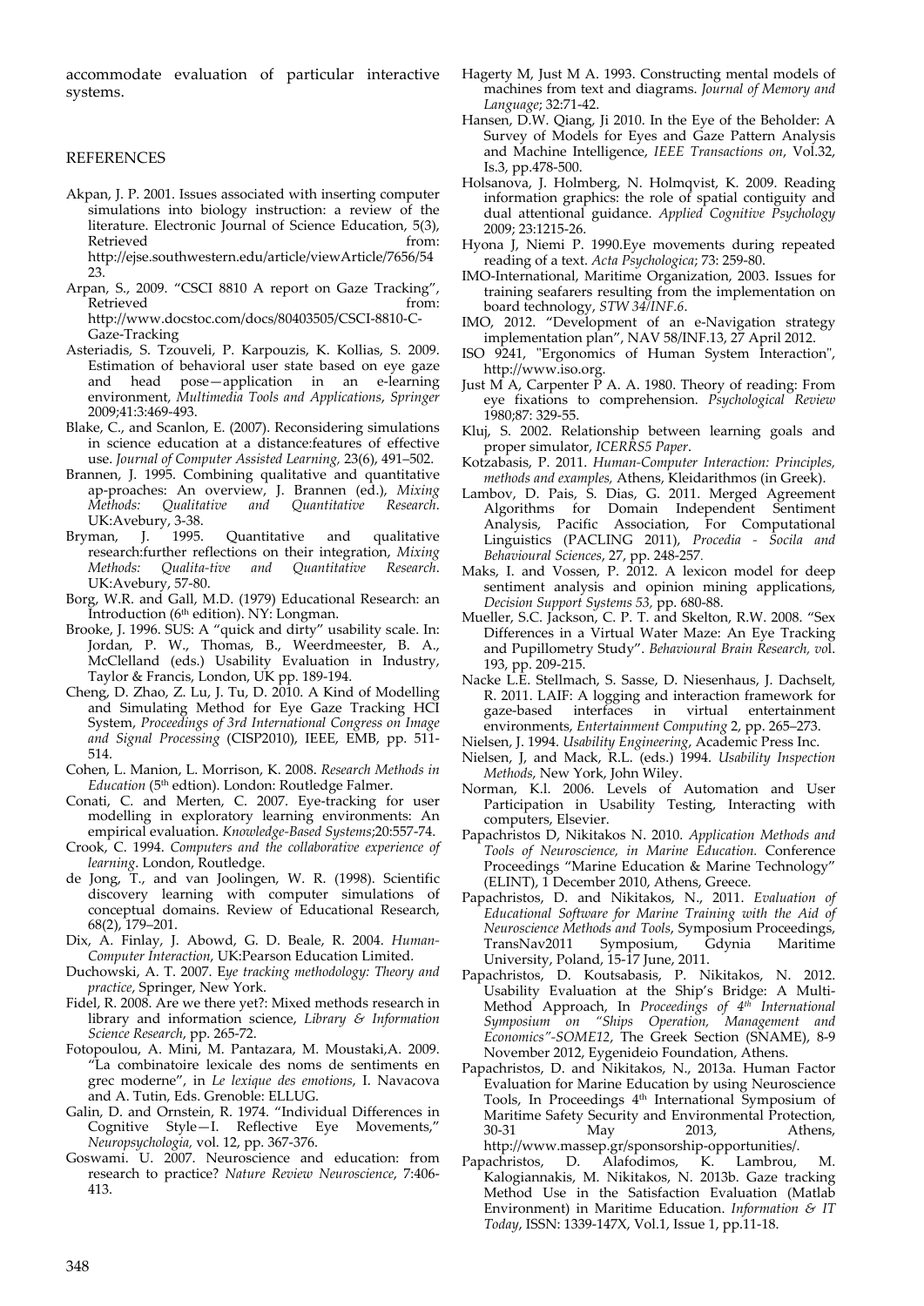accommodate evaluation of particular interactive systems.

## REFERENCES

Akpan, J. P. 2001. Issues associated with inserting computer simulations into biology instruction: a review of the literature. Electronic Journal of Science Education, 5(3), Retrieved from: http://ejse.southwestern.edu/article/viewArticle/7656/5423.

Arpan, S., 2009. "CSCI 8810 A report on Gaze Tracking", Retrieved from: http://www.docstoc.com/docs/80403505/CSCI-8810-C-Gaze-Tracking

Asteriadis, S. Tzouveli, P. Karpouzis, K. Kollias, S. 2009. Estimation of behavioral user state based on eye gaze and head pose—application in an e-learning environment, *Multimedia Tools and Applications*, *Springer* 2009;41:3:469-493.

Blake, C., and Scanlon, E. (2007). Reconsidering simulations in science education at a distance:features of effective use. *Journal of Computer Assisted Learning,* 23(6), 491–502.

Brannen, J. 1995. Combining qualitative and quantitative ap-proaches: An overview, J. Brannen (ed.), *Mixing Methods: Qualitative and Quantitative Research*. UK:Avebury, 3-38.

Bryman, J. 1995. Quantitative and qualitative research:further reflections on their integration, *Mixing Methods: Qualita-tive and Quantitative Research*. UK:Avebury, 57-80.

Borg, W.R. and Gall, M.D. (1979) Educational Research: an Introduction (6th edition). NY: Longman.

Brooke, J. 1996. SUS: A "quick and dirty" usability scale. In: Jordan, P. W., Thomas, B., Weerdmeester, B. A., McClelland (eds.) Usability Evaluation in Industry, Taylor & Francis, London, UK pp. 189-194.

Cheng, D. Zhao, Z. Lu, J. Tu, D. 2010. A Kind of Modelling and Simulating Method for Eye Gaze Tracking HCI System, *Proceedings of 3rd International Congress on Image and Signal Processing* (CISP2010), IEEE, EMB, pp. 511-514.

Cohen, L. Manion, L. Morrison, K. 2008. *Research Methods in Education* (5th edtion). London: Routledge Falmer.

Conati, C. and Merten, C. 2007. Eye-tracking for user modelling in exploratory learning environments: An empirical evaluation. *Knowledge-Based Systems*;20:557-74.

Crook, C. 1994. *Computers and the collaborative experience of learning*. London, Routledge.

de Jong, T., and van Joolingen, W. R. (1998). Scientific discovery learning with computer simulations of conceptual domains. Review of Educational Research, 68(2), 179–201.

Dix, A. Finlay, J. Abowd, G. D. Beale, R. 2004. *Human-Computer Interaction*, UK:Pearson Education Limited.

Duchowski, A. T. 2007. E*ye tracking methodology: Theory and practice*, Springer, New York.

Fidel, R. 2008. Are we there yet?: Mixed methods research in library and information science, *Library & Information Science Research*, pp. 265-72.

Fotopoulou, A. Mini, M. Pantazara, M. Moustaki,A. 2009. "La combinatoire lexicale des noms de sentiments en grec moderne", in *Le lexique des emotions*, I. Navacova and A. Tutin, Eds. Grenoble: ELLUG.

Galin, D. and Ornstein, R. 1974. "Individual Differences in Cognitive Style—I. Reflective Eye Movements," *Neuropsychologia,* vol. 12, pp. 367-376.

Goswami. U. 2007. Neuroscience and education: from research to practice? *Nature Review Neuroscience*, 7:406-413.

Hagerty M, Just M A. 1993. Constructing mental models of machines from text and diagrams. *Journal of Memory and Language*; 32:71-42.

Hansen, D.W. Qiang, Ji 2010. In the Eye of the Beholder: A Survey of Models for Eyes and Gaze Pattern Analysis and Machine Intelligence, *IEEE Transactions on*, Vol.32, Is.3, pp.478-500.

Holsanova, J. Holmberg, N. Holmqvist, K. 2009. Reading information graphics: the role of spatial contiguity and dual attentional guidance. *Applied Cognitive Psychology* 2009; 23:1215-26.

Hyona J, Niemi P. 1990.Eye movements during repeated reading of a text. *Acta Psychologica*; 73: 259-80.

IMO-International, Maritime Organization, 2003. Issues for training seafarers resulting from the implementation on board technology, *STW 34/INF.6*.

IMO, 2012. "Development of an e-Navigation strategy implementation plan", NAV 58/INF.13, 27 April 2012.

ISO 9241, "Ergonomics of Human System Interaction", http://www.iso.org.

Just M A, Carpenter P A. A. 1980. Theory of reading: From eye fixations to comprehension. *Psychological Review* 1980;87: 329-55.

Kluj, S. 2002. Relationship between learning goals and proper simulator, *ICERRS5 Paper*.

Kotzabasis, P. 2011. *Human-Computer Interaction: Principles, methods and examples,* Athens, Kleidarithmos (in Greek).

Lambov, D. Pais, S. Dias, G. 2011. Merged Agreement Algorithms for Domain Independent Sentiment Analysis, Pacific Association, For Computational Linguistics (PACLING 2011), *Procedia - Socila and Behavioural Sciences*, 27, pp. 248-257.

Maks, I. and Vossen, P. 2012. A lexicon model for deep sentiment analysis and opinion mining applications, *Decision Support Systems 53,* pp. 680-88.

Mueller, S.C. Jackson, C. P. T. and Skelton, R.W. 2008. "Sex Differences in a Virtual Water Maze: An Eye Tracking and Pupillometry Study". *Behavioural Brain Research, vo*l. 193, pp. 209-215.

Nacke L.E. Stellmach, S. Sasse, D. Niesenhaus, J. Dachselt, R. 2011. LAIF: A logging and interaction framework for gaze-based interfaces in virtual entertainment environments, *Entertainment Computing* 2, pp. 265–273.

Nielsen, J. 1994. *Usability Engineering*, Academic Press Inc.

Nielsen, J, and Mack, R.L. (eds.) 1994. *Usability Inspection Methods*, New York, John Wiley.

Norman, K.l. 2006. Levels of Automation and User Participation in Usability Testing, Interacting with computers, Elsevier.

Papachristos D, Nikitakos N. 2010. *Application Methods and Tools of Neuroscience, in Marine Education.* Conference Proceedings "Marine Education & Marine Technology" (ELINT), 1 December 2010, Athens, Greece.

Papachristos, D. and Nikitakos, N., 2011. *Evaluation of Educational Software for Marine Training with the Aid of Neuroscience Methods and Tools*, Symposium Proceedings, TransNav2011 Symposium, Gdynia Maritime University, Poland, 15-17 June, 2011.

Papachristos, D. Koutsabasis, P. Nikitakos, N. 2012. Usability Evaluation at the Ship's Bridge: A Multi-Method Approach, In *Proceedings of 4th International Symposium on "Ships Operation, Management and Economics"-SOME12*, The Greek Section (SNAME), 8-9 November 2012, Eygenideio Foundation, Athens.

Papachristos, D. and Nikitakos, N., 2013a. Human Factor Evaluation for Marine Education by using Neuroscience Tools, In Proceedings 4th International Symposium of Maritime Safety Security and Environmental Protection, 30-31 May 2013, Athens, http://www.massep.gr/sponsorship-opportunities/.

Papachristos, D. Alafodimos, K. Lambrou, M. Kalogiannakis, M. Nikitakos, N. 2013b. Gaze tracking Method Use in the Satisfaction Evaluation (Matlab Environment) in Maritime Education. *Information & IT Today*, ISSN: 1339-147X, Vol.1, Issue 1, pp.11-18.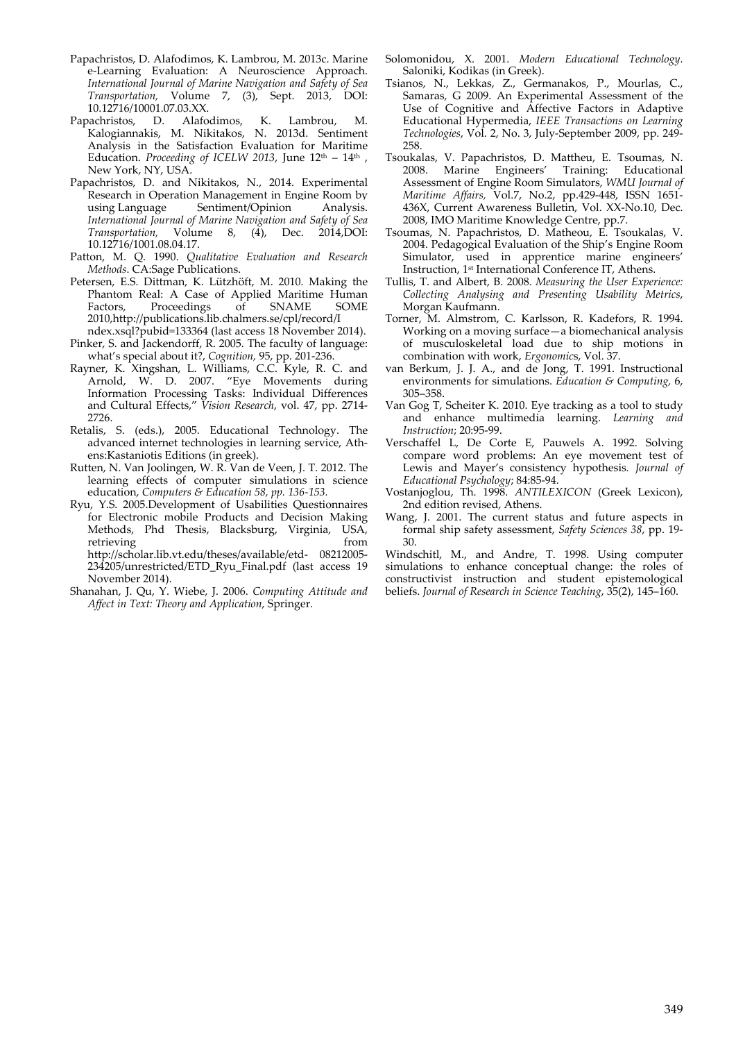Papachristos, D. Alafodimos, K. Lambrou, M. 2013c. Marine e-Learning Evaluation: A Neuroscience Approach. *International Journal of Marine Navigation and Safety of Sea Transportation*, Volume 7, (3), Sept. 2013, DOI: 10.12716/10001.07.03.XX.

Papachristos, D. Alafodimos, K. Lambrou, M. Kalogiannakis, M. Nikitakos, N. 2013d. Sentiment Analysis in the Satisfaction Evaluation for Maritime Education. *Proceeding of ICELW 2013*, June 12th – 14th , New York, NY, USA.

Papachristos, D. and Nikitakos, N., 2014. Experimental Research in Operation Management in Engine Room by using Language Sentiment/Opinion Analysis. *International Journal of Marine Navigation and Safety of Sea Transportation*, Volume 8, (4), Dec. 2014,DOI: 10.12716/1001.08.04.17.

Patton, M. Q. 1990. *Qualitative Evaluation and Research Methods*. CA:Sage Publications.

Petersen, E.S. Dittman, K. Lützhöft, M. 2010. Making the Phantom Real: A Case of Applied Maritime Human Factors, Proceedings of SNAME SOME 2010,http://publications.lib.chalmers.se/cpl/record/Index.xsql?pubid=133364 (last access 18 November 2014).

Pinker, S. and Jackendorff, R. 2005. The faculty of language: what's special about it?, *Cognition*, 95, pp. 201-236.

Rayner, K. Xingshan, L. Williams, C.C. Kyle, R. C. and Arnold, W. D. 2007. "Eye Movements during Information Processing Tasks: Individual Differences and Cultural Effects," *Vision Research*, vol. 47, pp. 2714-2726.

Retalis, S. (eds.), 2005. Educational Technology. The advanced internet technologies in learning service, Athens:Kastaniotis Editions (in greek).

Rutten, N. Van Joolingen, W. R. Van de Veen, J. T. 2012. The learning effects of computer simulations in science education, *Computers & Education 58, pp. 136-153.*

Ryu, Y.S. 2005.Development of Usabilities Questionnaires for Electronic mobile Products and Decision Making Methods, Phd Thesis, Blacksburg, Virginia, USA, retrieving from http://scholar.lib.vt.edu/theses/available/etd- 08212005-234205/unrestricted/ETD_Ryu_Final.pdf (last access 19 November 2014).

Shanahan, J. Qu, Y. Wiebe, J. 2006. *Computing Attitude and Affect in Text: Theory and Application*, Springer.

Solomonidou, X. 2001. *Modern Educational Technology*. Saloniki, Kodikas (in Greek).

Tsianos, N., Lekkas, Z., Germanakos, P., Mourlas, C., Samaras, G 2009. An Experimental Assessment of the Use of Cognitive and Affective Factors in Adaptive Educational Hypermedia, *IEEE Transactions on Learning Technologies*, Vol. 2, No. 3, July-September 2009, pp. 249-258.

Tsoukalas, V. Papachristos, D. Mattheu, E. Tsoumas, N. 2008. Marine Engineers' Training: Educational Assessment of Engine Room Simulators, *WMU Journal of Maritime Affairs*, Vol.7, No.2, pp.429-448, ISSN 1651-436X, Current Awareness Bulletin, Vol. XX-No.10, Dec. 2008, IMO Maritime Knowledge Centre, pp.7.

Tsoumas, N. Papachristos, D. Matheou, E. Tsoukalas, V. 2004. Pedagogical Evaluation of the Ship's Engine Room Simulator, used in apprentice marine engineers' Instruction, 1st International Conference IT, Athens.

Tullis, T. and Albert, B. 2008. *Measuring the User Experience: Collecting Analysing and Presenting Usability Metrics*, Morgan Kaufmann.

Torner, M. Almstrom, C. Karlsson, R. Kadefors, R. 1994. Working on a moving surface—a biomechanical analysis of musculoskeletal load due to ship motions in combination with work, *Ergonomics*, Vol. 37.

van Berkum, J. J. A., and de Jong, T. 1991. Instructional environments for simulations. *Education & Computing*, 6, 305–358.

Van Gog T, Scheiter K. 2010. Eye tracking as a tool to study and enhance multimedia learning. *Learning and Instruction*; 20:95-99.

Verschaffel L, De Corte E, Pauwels A. 1992. Solving compare word problems: An eye movement test of Lewis and Mayer's consistency hypothesis. *Journal of Educational Psychology*; 84:85-94.

Vostanjoglou, Th. 1998. *ANTILEXICON* (Greek Lexicon), 2nd edition revised, Athens.

Wang, J. 2001. The current status and future aspects in formal ship safety assessment, *Safety Sciences 38*, pp. 19-30.

Windschitl, M., and Andre, T. 1998. Using computer simulations to enhance conceptual change: the roles of constructivist instruction and student epistemological beliefs. *Journal of Research in Science Teaching*, 35(2), 145–160.